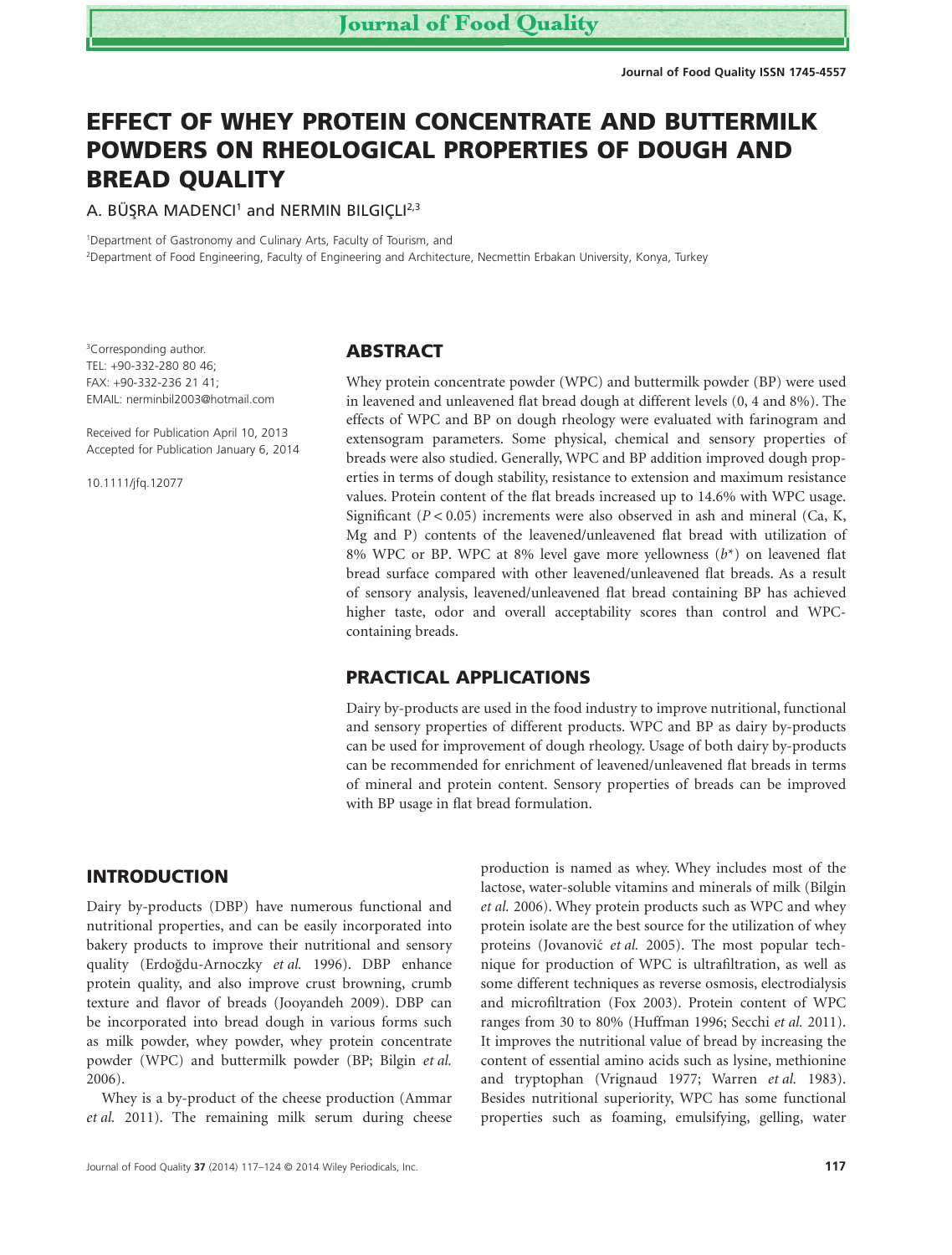# EFFECT OF WHEY PROTEIN CONCENTRATE AND BUTTERMILK POWDERS ON RHEOLOGICAL PROPERTIES OF DOUGH AND BREAD QUALITY

A. BÜŞRA MADENCI[1] and NERMIN BILGIÇLI[2,3]

[1]Department of Gastronomy and Culinary Arts, Faculty of Tourism, and
[2]Department of Food Engineering, Faculty of Engineering and Architecture, Necmettin Erbakan University, Konya, Turkey

[3]Corresponding author.
TEL: +90-332-280 80 46;
FAX: +90-332-236 21 41;
EMAIL: nerminbil2003@hotmail.com

Received for Publication April 10, 2013
Accepted for Publication January 6, 2014

10.1111/jfq.12077

## ABSTRACT

Whey protein concentrate powder (WPC) and buttermilk powder (BP) were used in leavened and unleavened flat bread dough at different levels (0, 4 and 8%). The effects of WPC and BP on dough rheology were evaluated with farinogram and extensogram parameters. Some physical, chemical and sensory properties of breads were also studied. Generally, WPC and BP addition improved dough properties in terms of dough stability, resistance to extension and maximum resistance values. Protein content of the flat breads increased up to 14.6% with WPC usage. Significant ($P < 0.05$) increments were also observed in ash and mineral (Ca, K, Mg and P) contents of the leavened/unleavened flat bread with utilization of 8% WPC or BP. WPC at 8% level gave more yellowness ($b^*$) on leavened flat bread surface compared with other leavened/unleavened flat breads. As a result of sensory analysis, leavened/unleavened flat bread containing BP has achieved higher taste, odor and overall acceptability scores than control and WPC-containing breads.

## PRACTICAL APPLICATIONS

Dairy by-products are used in the food industry to improve nutritional, functional and sensory properties of different products. WPC and BP as dairy by-products can be used for improvement of dough rheology. Usage of both dairy by-products can be recommended for enrichment of leavened/unleavened flat breads in terms of mineral and protein content. Sensory properties of breads can be improved with BP usage in flat bread formulation.

## INTRODUCTION

Dairy by-products (DBP) have numerous functional and nutritional properties, and can be easily incorporated into bakery products to improve their nutritional and sensory quality (Erdoğdu-Arnoczky *et al.* 1996). DBP enhance protein quality, and also improve crust browning, crumb texture and flavor of breads (Jooyandeh 2009). DBP can be incorporated into bread dough in various forms such as milk powder, whey powder, whey protein concentrate powder (WPC) and buttermilk powder (BP; Bilgin *et al.* 2006).

Whey is a by-product of the cheese production (Ammar *et al.* 2011). The remaining milk serum during cheese production is named as whey. Whey includes most of the lactose, water-soluble vitamins and minerals of milk (Bilgin *et al.* 2006). Whey protein products such as WPC and whey protein isolate are the best source for the utilization of whey proteins (Jovanović *et al.* 2005). The most popular technique for production of WPC is ultrafiltration, as well as some different techniques as reverse osmosis, electrodialysis and microfiltration (Fox 2003). Protein content of WPC ranges from 30 to 80% (Huffman 1996; Secchi *et al.* 2011). It improves the nutritional value of bread by increasing the content of essential amino acids such as lysine, methionine and tryptophan (Vrignaud 1977; Warren *et al.* 1983). Besides nutritional superiority, WPC has some functional properties such as foaming, emulsifying, gelling, water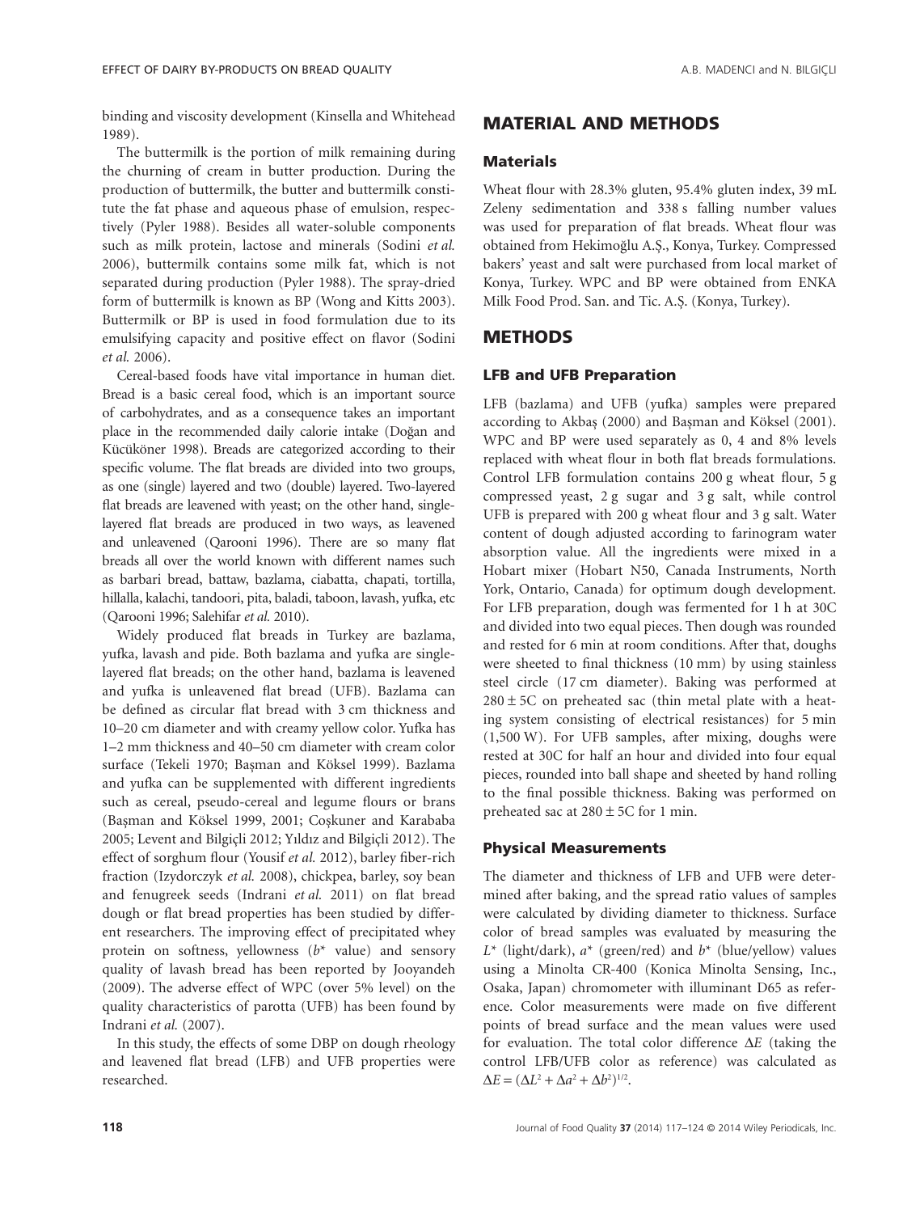binding and viscosity development (Kinsella and Whitehead 1989).

The buttermilk is the portion of milk remaining during the churning of cream in butter production. During the production of buttermilk, the butter and buttermilk constitute the fat phase and aqueous phase of emulsion, respectively (Pyler 1988). Besides all water-soluble components such as milk protein, lactose and minerals (Sodini *et al.* 2006), buttermilk contains some milk fat, which is not separated during production (Pyler 1988). The spray-dried form of buttermilk is known as BP (Wong and Kitts 2003). Buttermilk or BP is used in food formulation due to its emulsifying capacity and positive effect on flavor (Sodini *et al.* 2006).

Cereal-based foods have vital importance in human diet. Bread is a basic cereal food, which is an important source of carbohydrates, and as a consequence takes an important place in the recommended daily calorie intake (Doğan and Kücüköner 1998). Breads are categorized according to their specific volume. The flat breads are divided into two groups, as one (single) layered and two (double) layered. Two-layered flat breads are leavened with yeast; on the other hand, single-layered flat breads are produced in two ways, as leavened and unleavened (Qarooni 1996). There are so many flat breads all over the world known with different names such as barbari bread, battaw, bazlama, ciabatta, chapati, tortilla, hillalla, kalachi, tandoori, pita, baladi, taboon, lavash, yufka, etc (Qarooni 1996; Salehifar *et al.* 2010).

Widely produced flat breads in Turkey are bazlama, yufka, lavash and pide. Both bazlama and yufka are single-layered flat breads; on the other hand, bazlama is leavened and yufka is unleavened flat bread (UFB). Bazlama can be defined as circular flat bread with 3 cm thickness and 10–20 cm diameter and with creamy yellow color. Yufka has 1–2 mm thickness and 40–50 cm diameter with cream color surface (Tekeli 1970; Başman and Köksel 1999). Bazlama and yufka can be supplemented with different ingredients such as cereal, pseudo-cereal and legume flours or brans (Başman and Köksel 1999, 2001; Coşkuner and Karababa 2005; Levent and Bilgiçli 2012; Yıldız and Bilgiçli 2012). The effect of sorghum flour (Yousif *et al.* 2012), barley fiber-rich fraction (Izydorczyk *et al.* 2008), chickpea, barley, soy bean and fenugreek seeds (Indrani *et al.* 2011) on flat bread dough or flat bread properties has been studied by different researchers. The improving effect of precipitated whey protein on softness, yellowness ($b^*$ value) and sensory quality of lavash bread has been reported by Jooyandeh (2009). The adverse effect of WPC (over 5% level) on the quality characteristics of parotta (UFB) has been found by Indrani *et al.* (2007).

In this study, the effects of some DBP on dough rheology and leavened flat bread (LFB) and UFB properties were researched.

## MATERIAL AND METHODS

### Materials

Wheat flour with 28.3% gluten, 95.4% gluten index, 39 mL Zeleny sedimentation and 338 s falling number values was used for preparation of flat breads. Wheat flour was obtained from Hekimoğlu A.Ş., Konya, Turkey. Compressed bakers' yeast and salt were purchased from local market of Konya, Turkey. WPC and BP were obtained from ENKA Milk Food Prod. San. and Tic. A.Ş. (Konya, Turkey).

## METHODS

### LFB and UFB Preparation

LFB (bazlama) and UFB (yufka) samples were prepared according to Akbaş (2000) and Başman and Köksel (2001). WPC and BP were used separately as 0, 4 and 8% levels replaced with wheat flour in both flat breads formulations. Control LFB formulation contains 200 g wheat flour, 5 g compressed yeast, 2 g sugar and 3 g salt, while control UFB is prepared with 200 g wheat flour and 3 g salt. Water content of dough adjusted according to farinogram water absorption value. All the ingredients were mixed in a Hobart mixer (Hobart N50, Canada Instruments, North York, Ontario, Canada) for optimum dough development. For LFB preparation, dough was fermented for 1 h at 30C and divided into two equal pieces. Then dough was rounded and rested for 6 min at room conditions. After that, doughs were sheeted to final thickness (10 mm) by using stainless steel circle (17 cm diameter). Baking was performed at $280 \pm 5$C on preheated sac (thin metal plate with a heating system consisting of electrical resistances) for 5 min (1,500 W). For UFB samples, after mixing, doughs were rested at 30C for half an hour and divided into four equal pieces, rounded into ball shape and sheeted by hand rolling to the final possible thickness. Baking was performed on preheated sac at $280 \pm 5$C for 1 min.

### Physical Measurements

The diameter and thickness of LFB and UFB were determined after baking, and the spread ratio values of samples were calculated by dividing diameter to thickness. Surface color of bread samples was evaluated by measuring the $L^*$ (light/dark), $a^*$ (green/red) and $b^*$ (blue/yellow) values using a Minolta CR-400 (Konica Minolta Sensing, Inc., Osaka, Japan) chromometer with illuminant D65 as reference. Color measurements were made on five different points of bread surface and the mean values were used for evaluation. The total color difference $\Delta E$ (taking the control LFB/UFB color as reference) was calculated as $\Delta E = (\Delta L^2 + \Delta a^2 + \Delta b^2)^{1/2}$.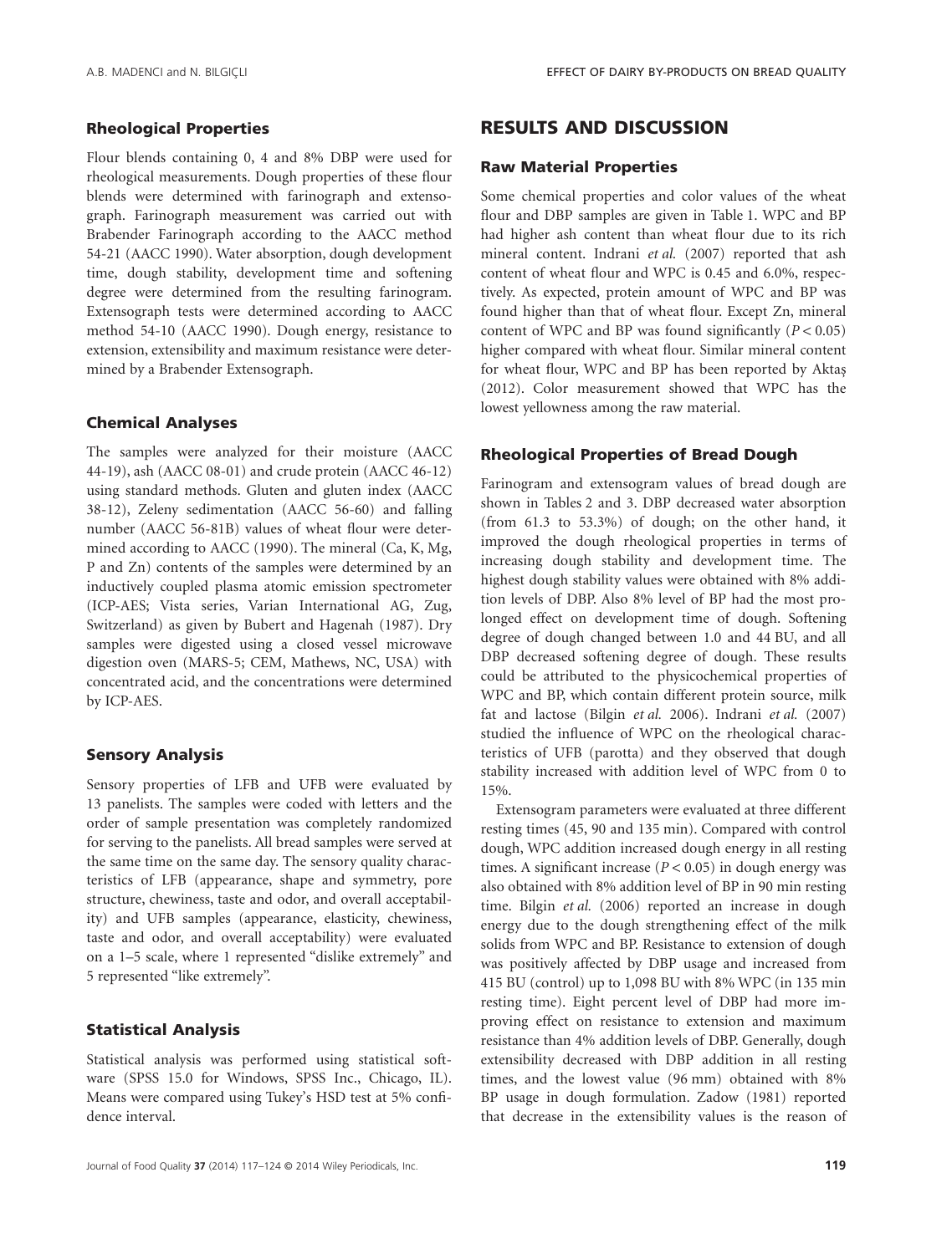### Rheological Properties

Flour blends containing 0, 4 and 8% DBP were used for rheological measurements. Dough properties of these flour blends were determined with farinograph and extensograph. Farinograph measurement was carried out with Brabender Farinograph according to the AACC method 54-21 (AACC 1990). Water absorption, dough development time, dough stability, development time and softening degree were determined from the resulting farinogram. Extensograph tests were determined according to AACC method 54-10 (AACC 1990). Dough energy, resistance to extension, extensibility and maximum resistance were determined by a Brabender Extensograph.

### Chemical Analyses

The samples were analyzed for their moisture (AACC 44-19), ash (AACC 08-01) and crude protein (AACC 46-12) using standard methods. Gluten and gluten index (AACC 38-12), Zeleny sedimentation (AACC 56-60) and falling number (AACC 56-81B) values of wheat flour were determined according to AACC (1990). The mineral (Ca, K, Mg, P and Zn) contents of the samples were determined by an inductively coupled plasma atomic emission spectrometer (ICP-AES; Vista series, Varian International AG, Zug, Switzerland) as given by Bubert and Hagenah (1987). Dry samples were digested using a closed vessel microwave digestion oven (MARS-5; CEM, Mathews, NC, USA) with concentrated acid, and the concentrations were determined by ICP-AES.

### Sensory Analysis

Sensory properties of LFB and UFB were evaluated by 13 panelists. The samples were coded with letters and the order of sample presentation was completely randomized for serving to the panelists. All bread samples were served at the same time on the same day. The sensory quality characteristics of LFB (appearance, shape and symmetry, pore structure, chewiness, taste and odor, and overall acceptability) and UFB samples (appearance, elasticity, chewiness, taste and odor, and overall acceptability) were evaluated on a 1–5 scale, where 1 represented "dislike extremely" and 5 represented "like extremely".

### Statistical Analysis

Statistical analysis was performed using statistical software (SPSS 15.0 for Windows, SPSS Inc., Chicago, IL). Means were compared using Tukey's HSD test at 5% confidence interval.

## RESULTS AND DISCUSSION

### Raw Material Properties

Some chemical properties and color values of the wheat flour and DBP samples are given in Table 1. WPC and BP had higher ash content than wheat flour due to its rich mineral content. Indrani *et al.* (2007) reported that ash content of wheat flour and WPC is 0.45 and 6.0%, respectively. As expected, protein amount of WPC and BP was found higher than that of wheat flour. Except Zn, mineral content of WPC and BP was found significantly ($P < 0.05$) higher compared with wheat flour. Similar mineral content for wheat flour, WPC and BP has been reported by Aktaş (2012). Color measurement showed that WPC has the lowest yellowness among the raw material.

### Rheological Properties of Bread Dough

Farinogram and extensogram values of bread dough are shown in Tables 2 and 3. DBP decreased water absorption (from 61.3 to 53.3%) of dough; on the other hand, it improved the dough rheological properties in terms of increasing dough stability and development time. The highest dough stability values were obtained with 8% addition levels of DBP. Also 8% level of BP had the most prolonged effect on development time of dough. Softening degree of dough changed between 1.0 and 44 BU, and all DBP decreased softening degree of dough. These results could be attributed to the physicochemical properties of WPC and BP, which contain different protein source, milk fat and lactose (Bilgin *et al.* 2006). Indrani *et al.* (2007) studied the influence of WPC on the rheological characteristics of UFB (parotta) and they observed that dough stability increased with addition level of WPC from 0 to 15%.

Extensogram parameters were evaluated at three different resting times (45, 90 and 135 min). Compared with control dough, WPC addition increased dough energy in all resting times. A significant increase ($P < 0.05$) in dough energy was also obtained with 8% addition level of BP in 90 min resting time. Bilgin *et al.* (2006) reported an increase in dough energy due to the dough strengthening effect of the milk solids from WPC and BP. Resistance to extension of dough was positively affected by DBP usage and increased from 415 BU (control) up to 1,098 BU with 8% WPC (in 135 min resting time). Eight percent level of DBP had more improving effect on resistance to extension and maximum resistance than 4% addition levels of DBP. Generally, dough extensibility decreased with DBP addition in all resting times, and the lowest value (96 mm) obtained with 8% BP usage in dough formulation. Zadow (1981) reported that decrease in the extensibility values is the reason of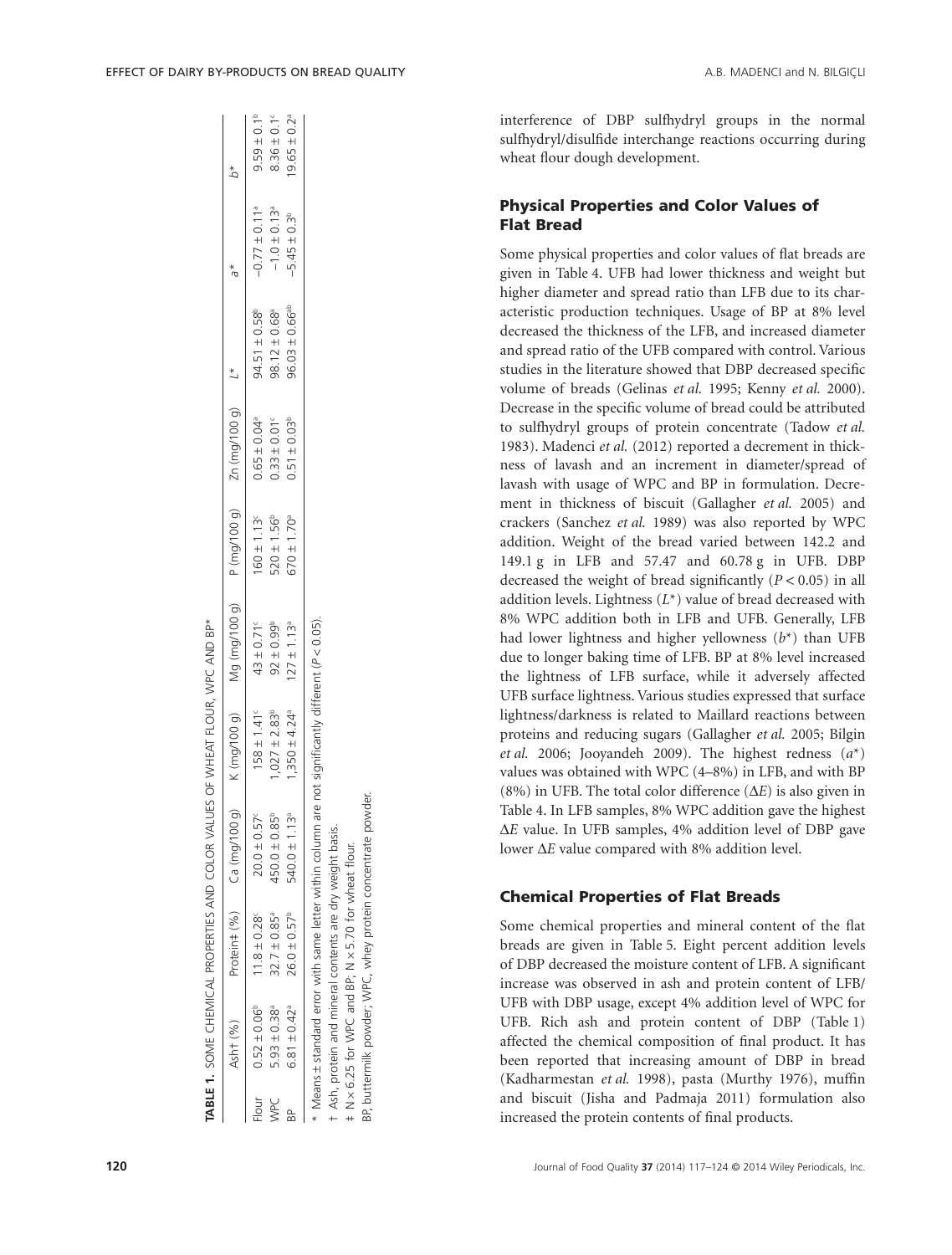**TABLE 1.** SOME CHEMICAL PROPERTIES AND COLOR VALUES OF WHEAT FLOUR, WPC AND BP*

|  | Ash† (%) | Protein‡ (%) | Ca (mg/100 g) | K (mg/100 g) | Mg (mg/100 g) | P (mg/100 g) | Zn (mg/100 g) | $L^*$ | $a^*$ | $b^*$ |
|---|---|---|---|---|---|---|---|---|---|---|
| Flour | 0.52 ± 0.06[b] | 11.8 ± 0.28[c] | 20.0 ± 0.57[c] | 158 ± 1.41[c] | 43 ± 0.71[c] | 160 ± 1.13[c] | 0.65 ± 0.04[a] | 94.51 ± 0.58[b] | −0.77 ± 0.11[a] | 9.59 ± 0.1[b] |
| WPC | 5.93 ± 0.38[a] | 32.7 ± 0.85[a] | 450.0 ± 0.85[b] | 1,027 ± 2.83[b] | 92 ± 0.99[b] | 520 ± 1.56[b] | 0.33 ± 0.01[c] | 98.12 ± 0.68[a] | −1.0 ± 0.13[a] | 8.36 ± 0.1[c] |
| BP | 6.81 ± 0.42[a] | 26.0 ± 0.57[b] | 540.0 ± 1.13[a] | 1,350 ± 4.24[a] | 127 ± 1.13[a] | 670 ± 1.70[a] | 0.51 ± 0.03[b] | 96.03 ± 0.66[ab] | −5.45 ± 0.3[b] | 19.65 ± 0.2[a] |

\* Means ± standard error with same letter within column are not significantly different ($P < 0.05$).

† Ash, protein and mineral contents are dry weight basis.

‡ N × 6.25 for WPC and BP; N × 5.70 for wheat flour.

BP, buttermilk powder; WPC, whey protein concentrate powder.

interference of DBP sulfhydryl groups in the normal sulfhydryl/disulfide interchange reactions occurring during wheat flour dough development.

## Physical Properties and Color Values of Flat Bread

Some physical properties and color values of flat breads are given in Table 4. UFB had lower thickness and weight but higher diameter and spread ratio than LFB due to its characteristic production techniques. Usage of BP at 8% level decreased the thickness of the LFB, and increased diameter and spread ratio of the UFB compared with control. Various studies in the literature showed that DBP decreased specific volume of breads (Gelinas *et al.* 1995; Kenny *et al.* 2000). Decrease in the specific volume of bread could be attributed to sulfhydryl groups of protein concentrate (Tadow *et al.* 1983). Madenci *et al.* (2012) reported a decrement in thickness of lavash and an increment in diameter/spread of lavash with usage of WPC and BP in formulation. Decrement in thickness of biscuit (Gallagher *et al.* 2005) and crackers (Sanchez *et al.* 1989) was also reported by WPC addition. Weight of the bread varied between 142.2 and 149.1 g in LFB and 57.47 and 60.78 g in UFB. DBP decreased the weight of bread significantly ($P < 0.05$) in all addition levels. Lightness ($L^*$) value of bread decreased with 8% WPC addition both in LFB and UFB. Generally, LFB had lower lightness and higher yellowness ($b^*$) than UFB due to longer baking time of LFB. BP at 8% level increased the lightness of LFB surface, while it adversely affected UFB surface lightness. Various studies expressed that surface lightness/darkness is related to Maillard reactions between proteins and reducing sugars (Gallagher *et al.* 2005; Bilgin *et al.* 2006; Jooyandeh 2009). The highest redness ($a^*$) values was obtained with WPC (4–8%) in LFB, and with BP (8%) in UFB. The total color difference ($\Delta E$) is also given in Table 4. In LFB samples, 8% WPC addition gave the highest $\Delta E$ value. In UFB samples, 4% addition level of DBP gave lower $\Delta E$ value compared with 8% addition level.

## Chemical Properties of Flat Breads

Some chemical properties and mineral content of the flat breads are given in Table 5. Eight percent addition levels of DBP decreased the moisture content of LFB. A significant increase was observed in ash and protein content of LFB/UFB with DBP usage, except 4% addition level of WPC for UFB. Rich ash and protein content of DBP (Table 1) affected the chemical composition of final product. It has been reported that increasing amount of DBP in bread (Kadharmestan *et al.* 1998), pasta (Murthy 1976), muffin and biscuit (Jisha and Padmaja 2011) formulation also increased the protein contents of final products.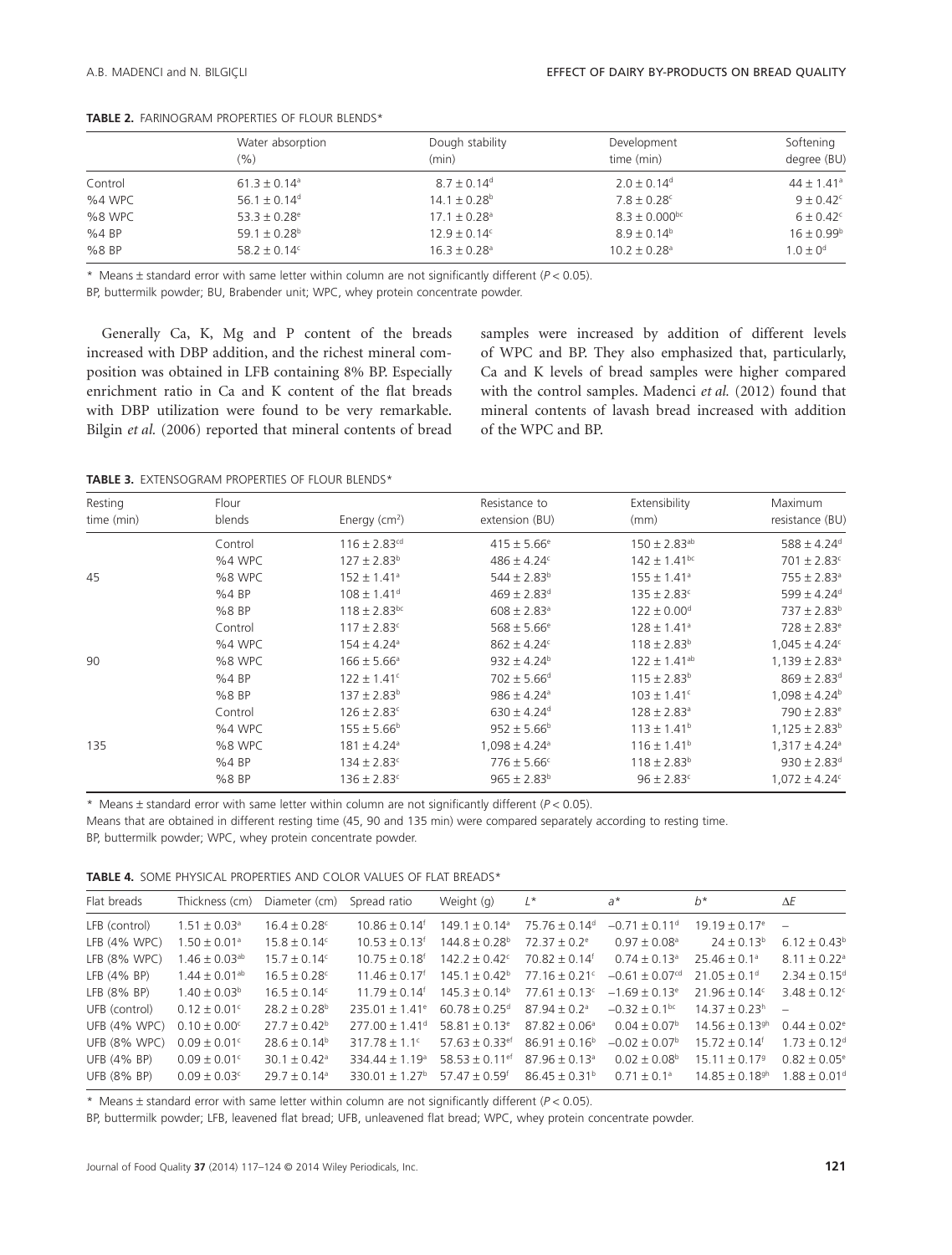**TABLE 2.** FARINOGRAM PROPERTIES OF FLOUR BLENDS*

| | Water absorption (%) | Dough stability (min) | Development time (min) | Softening degree (BU) |
|---|---|---|---|---|
| Control | 61.3 ± 0.14[a] | 8.7 ± 0.14[d] | 2.0 ± 0.14[d] | 44 ± 1.41[a] |
| %4 WPC | 56.1 ± 0.14[d] | 14.1 ± 0.28[b] | 7.8 ± 0.28[c] | 9 ± 0.42[c] |
| %8 WPC | 53.3 ± 0.28[e] | 17.1 ± 0.28[a] | 8.3 ± 0.000[bc] | 6 ± 0.42[c] |
| %4 BP | 59.1 ± 0.28[b] | 12.9 ± 0.14[c] | 8.9 ± 0.14[b] | 16 ± 0.99[b] |
| %8 BP | 58.2 ± 0.14[c] | 16.3 ± 0.28[a] | 10.2 ± 0.28[a] | 1.0 ± 0[d] |

\* Means ± standard error with same letter within column are not significantly different ($P < 0.05$).

BP, buttermilk powder; BU, Brabender unit; WPC, whey protein concentrate powder.

Generally Ca, K, Mg and P content of the breads increased with DBP addition, and the richest mineral composition was obtained in LFB containing 8% BP. Especially enrichment ratio in Ca and K content of the flat breads with DBP utilization were found to be very remarkable. Bilgin *et al.* (2006) reported that mineral contents of bread samples were increased by addition of different levels of WPC and BP. They also emphasized that, particularly, Ca and K levels of bread samples were higher compared with the control samples. Madenci *et al.* (2012) found that mineral contents of lavash bread increased with addition of the WPC and BP.

**TABLE 3.** EXTENSOGRAM PROPERTIES OF FLOUR BLENDS*

| Resting time (min) | Flour blends | Energy (cm$^2$) | Resistance to extension (BU) | Extensibility (mm) | Maximum resistance (BU) |
|---|---|---|---|---|---|
| | Control | 116 ± 2.83[cd] | 415 ± 5.66[e] | 150 ± 2.83[ab] | 588 ± 4.24[d] |
| | %4 WPC | 127 ± 2.83[b] | 486 ± 4.24[c] | 142 ± 1.41[bc] | 701 ± 2.83[c] |
| 45 | %8 WPC | 152 ± 1.41[a] | 544 ± 2.83[b] | 155 ± 1.41[a] | 755 ± 2.83[a] |
| | %4 BP | 108 ± 1.41[d] | 469 ± 2.83[d] | 135 ± 2.83[c] | 599 ± 4.24[d] |
| | %8 BP | 118 ± 2.83[bc] | 608 ± 2.83[a] | 122 ± 0.00[d] | 737 ± 2.83[b] |
| | Control | 117 ± 2.83[c] | 568 ± 5.66[e] | 128 ± 1.41[a] | 728 ± 2.83[e] |
| | %4 WPC | 154 ± 4.24[a] | 862 ± 4.24[c] | 118 ± 2.83[b] | 1,045 ± 4.24[c] |
| 90 | %8 WPC | 166 ± 5.66[a] | 932 ± 4.24[b] | 122 ± 1.41[ab] | 1,139 ± 2.83[a] |
| | %4 BP | 122 ± 1.41[c] | 702 ± 5.66[d] | 115 ± 2.83[b] | 869 ± 2.83[d] |
| | %8 BP | 137 ± 2.83[b] | 986 ± 4.24[a] | 103 ± 1.41[c] | 1,098 ± 4.24[b] |
| | Control | 126 ± 2.83[c] | 630 ± 4.24[d] | 128 ± 2.83[a] | 790 ± 2.83[e] |
| | %4 WPC | 155 ± 5.66[b] | 952 ± 5.66[b] | 113 ± 1.41[b] | 1,125 ± 2.83[b] |
| 135 | %8 WPC | 181 ± 4.24[a] | 1,098 ± 4.24[a] | 116 ± 1.41[b] | 1,317 ± 4.24[a] |
| | %4 BP | 134 ± 2.83[c] | 776 ± 5.66[c] | 118 ± 2.83[b] | 930 ± 2.83[d] |
| | %8 BP | 136 ± 2.83[c] | 965 ± 2.83[b] | 96 ± 2.83[c] | 1,072 ± 4.24[c] |

\* Means ± standard error with same letter within column are not significantly different ($P < 0.05$).

Means that are obtained in different resting time (45, 90 and 135 min) were compared separately according to resting time.

BP, buttermilk powder; WPC, whey protein concentrate powder.

**TABLE 4.** SOME PHYSICAL PROPERTIES AND COLOR VALUES OF FLAT BREADS*

| Flat breads | Thickness (cm) | Diameter (cm) | Spread ratio | Weight (g) | $L^*$ | $a^*$ | $b^*$ | $\Delta E$ |
|---|---|---|---|---|---|---|---|---|
| LFB (control) | 1.51 ± 0.03[a] | 16.4 ± 0.28[c] | 10.86 ± 0.14[f] | 149.1 ± 0.14[a] | 75.76 ± 0.14[d] | −0.71 ± 0.11[d] | 19.19 ± 0.17[e] | – |
| LFB (4% WPC) | 1.50 ± 0.01[a] | 15.8 ± 0.14[c] | 10.53 ± 0.13[f] | 144.8 ± 0.28[b] | 72.37 ± 0.2[e] | 0.97 ± 0.08[a] | 24 ± 0.13[b] | 6.12 ± 0.43[b] |
| LFB (8% WPC) | 1.46 ± 0.03[ab] | 15.7 ± 0.14[c] | 10.75 ± 0.18[f] | 142.2 ± 0.42[c] | 70.82 ± 0.14[f] | 0.74 ± 0.13[a] | 25.46 ± 0.1[a] | 8.11 ± 0.22[a] |
| LFB (4% BP) | 1.44 ± 0.01[ab] | 16.5 ± 0.28[c] | 11.46 ± 0.17[f] | 145.1 ± 0.42[b] | 77.16 ± 0.21[c] | −0.61 ± 0.07[cd] | 21.05 ± 0.1[d] | 2.34 ± 0.15[d] |
| LFB (8% BP) | 1.40 ± 0.03[b] | 16.5 ± 0.14[c] | 11.79 ± 0.14[f] | 145.3 ± 0.14[b] | 77.61 ± 0.13[c] | −1.69 ± 0.13[e] | 21.96 ± 0.14[c] | 3.48 ± 0.12[c] |
| UFB (control) | 0.12 ± 0.01[c] | 28.2 ± 0.28[b] | 235.01 ± 1.41[e] | 60.78 ± 0.25[d] | 87.94 ± 0.2[a] | −0.32 ± 0.1[bc] | 14.37 ± 0.23[h] | – |
| UFB (4% WPC) | 0.10 ± 0.00[c] | 27.7 ± 0.42[b] | 277.00 ± 1.41[d] | 58.81 ± 0.13[e] | 87.82 ± 0.06[a] | 0.04 ± 0.07[b] | 14.56 ± 0.13[gh] | 0.44 ± 0.02[e] |
| UFB (8% WPC) | 0.09 ± 0.01[c] | 28.6 ± 0.14[b] | 317.78 ± 1.1[c] | 57.63 ± 0.33[ef] | 86.91 ± 0.16[b] | −0.02 ± 0.07[b] | 15.72 ± 0.14[f] | 1.73 ± 0.12[d] |
| UFB (4% BP) | 0.09 ± 0.01[c] | 30.1 ± 0.42[a] | 334.44 ± 1.19[a] | 58.53 ± 0.11[ef] | 87.96 ± 0.13[a] | 0.02 ± 0.08[b] | 15.11 ± 0.17[g] | 0.82 ± 0.05[e] |
| UFB (8% BP) | 0.09 ± 0.03[c] | 29.7 ± 0.14[a] | 330.01 ± 1.27[b] | 57.47 ± 0.59[f] | 86.45 ± 0.31[b] | 0.71 ± 0.1[a] | 14.85 ± 0.18[gh] | 1.88 ± 0.01[d] |

\* Means ± standard error with same letter within column are not significantly different ($P < 0.05$).

BP, buttermilk powder; LFB, leavened flat bread; UFB, unleavened flat bread; WPC, whey protein concentrate powder.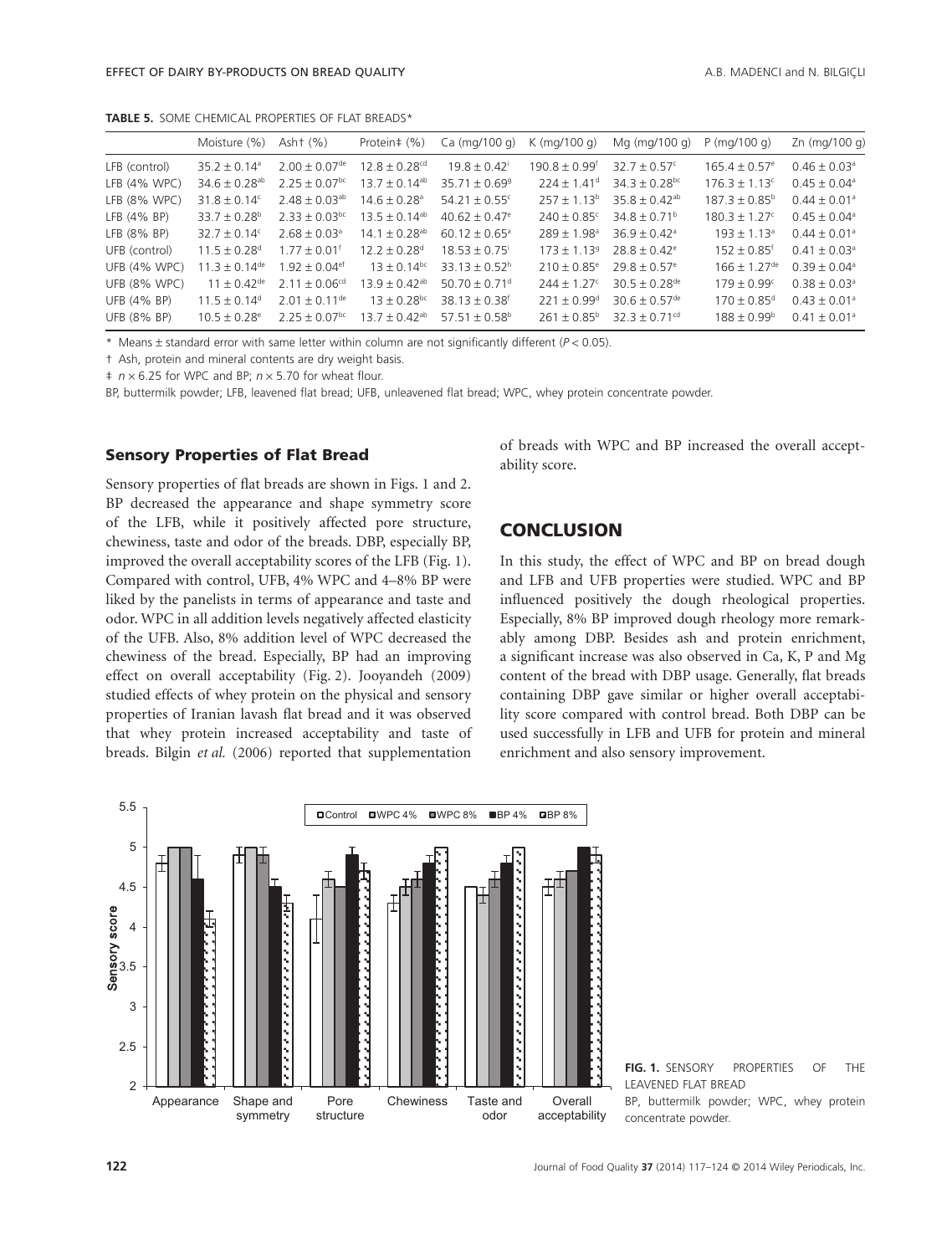**TABLE 5.** SOME CHEMICAL PROPERTIES OF FLAT BREADS*

| | Moisture (%) | Ash† (%) | Protein‡ (%) | Ca (mg/100 g) | K (mg/100 g) | Mg (mg/100 g) | P (mg/100 g) | Zn (mg/100 g) |
|---|---|---|---|---|---|---|---|---|
| LFB (control) | $35.2 \pm 0.14^{a}$ | $2.00 \pm 0.07^{de}$ | $12.8 \pm 0.28^{cd}$ | $19.8 \pm 0.42^{i}$ | $190.8 \pm 0.99^{f}$ | $32.7 \pm 0.57^{c}$ | $165.4 \pm 0.57^{e}$ | $0.46 \pm 0.03^{a}$ |
| LFB (4% WPC) | $34.6 \pm 0.28^{ab}$ | $2.25 \pm 0.07^{bc}$ | $13.7 \pm 0.14^{ab}$ | $35.71 \pm 0.69^{g}$ | $224 \pm 1.41^{d}$ | $34.3 \pm 0.28^{bc}$ | $176.3 \pm 1.13^{c}$ | $0.45 \pm 0.04^{a}$ |
| LFB (8% WPC) | $31.8 \pm 0.14^{c}$ | $2.48 \pm 0.03^{ab}$ | $14.6 \pm 0.28^{a}$ | $54.21 \pm 0.55^{c}$ | $257 \pm 1.13^{b}$ | $35.8 \pm 0.42^{ab}$ | $187.3 \pm 0.85^{b}$ | $0.44 \pm 0.01^{a}$ |
| LFB (4% BP) | $33.7 \pm 0.28^{b}$ | $2.33 \pm 0.03^{bc}$ | $13.5 \pm 0.14^{ab}$ | $40.62 \pm 0.47^{e}$ | $240 \pm 0.85^{c}$ | $34.8 \pm 0.71^{b}$ | $180.3 \pm 1.27^{c}$ | $0.45 \pm 0.04^{a}$ |
| LFB (8% BP) | $32.7 \pm 0.14^{c}$ | $2.68 \pm 0.03^{a}$ | $14.1 \pm 0.28^{ab}$ | $60.12 \pm 0.65^{a}$ | $289 \pm 1.98^{a}$ | $36.9 \pm 0.42^{a}$ | $193 \pm 1.13^{a}$ | $0.44 \pm 0.01^{a}$ |
| UFB (control) | $11.5 \pm 0.28^{d}$ | $1.77 \pm 0.01^{f}$ | $12.2 \pm 0.28^{d}$ | $18.53 \pm 0.75^{i}$ | $173 \pm 1.13^{g}$ | $28.8 \pm 0.42^{e}$ | $152 \pm 0.85^{f}$ | $0.41 \pm 0.03^{a}$ |
| UFB (4% WPC) | $11.3 \pm 0.14^{de}$ | $1.92 \pm 0.04^{ef}$ | $13 \pm 0.14^{bc}$ | $33.13 \pm 0.52^{h}$ | $210 \pm 0.85^{e}$ | $29.8 \pm 0.57^{e}$ | $166 \pm 1.27^{de}$ | $0.39 \pm 0.04^{a}$ |
| UFB (8% WPC) | $11 \pm 0.42^{de}$ | $2.11 \pm 0.06^{cd}$ | $13.9 \pm 0.42^{ab}$ | $50.70 \pm 0.71^{d}$ | $244 \pm 1.27^{c}$ | $30.5 \pm 0.28^{de}$ | $179 \pm 0.99^{c}$ | $0.38 \pm 0.03^{a}$ |
| UFB (4% BP) | $11.5 \pm 0.14^{d}$ | $2.01 \pm 0.11^{de}$ | $13 \pm 0.28^{bc}$ | $38.13 \pm 0.38^{f}$ | $221 \pm 0.99^{d}$ | $30.6 \pm 0.57^{de}$ | $170 \pm 0.85^{d}$ | $0.43 \pm 0.01^{a}$ |
| UFB (8% BP) | $10.5 \pm 0.28^{e}$ | $2.25 \pm 0.07^{bc}$ | $13.7 \pm 0.42^{ab}$ | $57.51 \pm 0.58^{b}$ | $261 \pm 0.85^{b}$ | $32.3 \pm 0.71^{cd}$ | $188 \pm 0.99^{b}$ | $0.41 \pm 0.01^{a}$ |

\* Means ± standard error with same letter within column are not significantly different ($P < 0.05$).

† Ash, protein and mineral contents are dry weight basis.

‡ $n \times 6.25$ for WPC and BP; $n \times 5.70$ for wheat flour.

BP, buttermilk powder; LFB, leavened flat bread; UFB, unleavened flat bread; WPC, whey protein concentrate powder.

### Sensory Properties of Flat Bread

Sensory properties of flat breads are shown in Figs. 1 and 2. BP decreased the appearance and shape symmetry score of the LFB, while it positively affected pore structure, chewiness, taste and odor of the breads. DBP, especially BP, improved the overall acceptability scores of the LFB (Fig. 1). Compared with control, UFB, 4% WPC and 4–8% BP were liked by the panelists in terms of appearance and taste and odor. WPC in all addition levels negatively affected elasticity of the UFB. Also, 8% addition level of WPC decreased the chewiness of the bread. Especially, BP had an improving effect on overall acceptability (Fig. 2). Jooyandeh (2009) studied effects of whey protein on the physical and sensory properties of Iranian lavash flat bread and it was observed that whey protein increased acceptability and taste of breads. Bilgin *et al.* (2006) reported that supplementation of breads with WPC and BP increased the overall acceptability score.

## CONCLUSION

In this study, the effect of WPC and BP on bread dough and LFB and UFB properties were studied. WPC and BP influenced positively the dough rheological properties. Especially, 8% BP improved dough rheology more remarkably among DBP. Besides ash and protein enrichment, a significant increase was also observed in Ca, K, P and Mg content of the bread with DBP usage. Generally, flat breads containing DBP gave similar or higher overall acceptability score compared with control bread. Both DBP can be used successfully in LFB and UFB for protein and mineral enrichment and also sensory improvement.

**FIG. 1.** SENSORY PROPERTIES OF THE LEAVENED FLAT BREAD
BP, buttermilk powder; WPC, whey protein concentrate powder.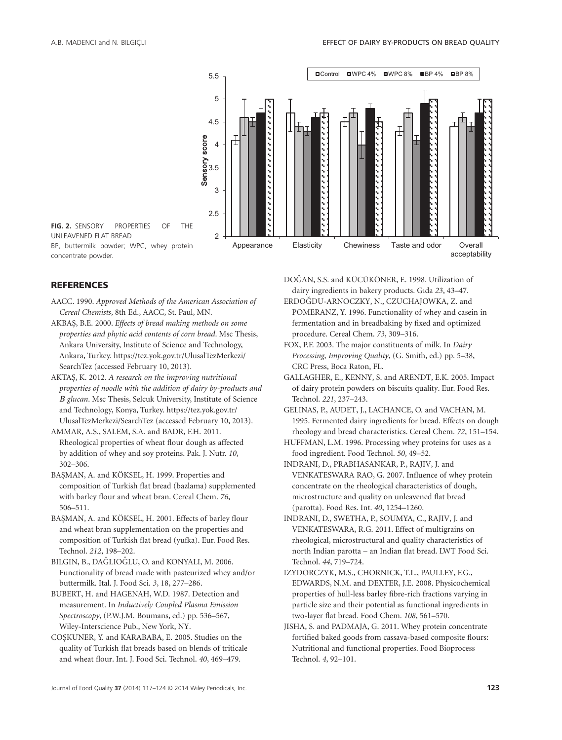**FIG. 2.** SENSORY PROPERTIES OF THE UNLEAVENED FLAT BREAD
BP, buttermilk powder; WPC, whey protein concentrate powder.

## REFERENCES

AACC. 1990. *Approved Methods of the American Association of Cereal Chemists*, 8th Ed., AACC, St. Paul, MN.

AKBAŞ, B.E. 2000. *Effects of bread making methods on some properties and phytic acid contents of corn bread*. Msc Thesis, Ankara University, Institute of Science and Technology, Ankara, Turkey. https://tez.yok.gov.tr/UlusalTezMerkezi/SearchTez (accessed February 10, 2013).

AKTAŞ, K. 2012. *A research on the improving nutritional properties of noodle with the addition of dairy by-products and B glucan*. Msc Thesis, Selcuk University, Institute of Science and Technology, Konya, Turkey. https://tez.yok.gov.tr/UlusalTezMerkezi/SearchTez (accessed February 10, 2013).

AMMAR, A.S., SALEM, S.A. and BADR, F.H. 2011. Rheological properties of wheat flour dough as affected by addition of whey and soy proteins. Pak. J. Nutr. *10*, 302–306.

BAŞMAN, A. and KÖKSEL, H. 1999. Properties and composition of Turkish flat bread (bazlama) supplemented with barley flour and wheat bran. Cereal Chem. *76*, 506–511.

BAŞMAN, A. and KÖKSEL, H. 2001. Effects of barley flour and wheat bran supplementation on the properties and composition of Turkish flat bread (yufka). Eur. Food Res. Technol. *212*, 198–202.

BILGIN, B., DAĞLIOĞLU, O. and KONYALI, M. 2006. Functionality of bread made with pasteurized whey and/or buttermilk. Ital. J. Food Sci. *3*, 18, 277–286.

BUBERT, H. and HAGENAH, W.D. 1987. Detection and measurement. In *Inductively Coupled Plasma Emission Spectroscopy*, (P.W.J.M. Boumans, ed.) pp. 536–567, Wiley-Interscience Pub., New York, NY.

COŞKUNER, Y. and KARABABA, E. 2005. Studies on the quality of Turkish flat breads based on blends of triticale and wheat flour. Int. J. Food Sci. Technol. *40*, 469–479.

DOĞAN, S.S. and KÜCÜKÖNER, E. 1998. Utilization of dairy ingredients in bakery products. Gıda *23*, 43–47.

ERDOĞDU-ARNOCZKY, N., CZUCHAJOWKA, Z. and POMERANZ, Y. 1996. Functionality of whey and casein in fermentation and in breadbaking by fixed and optimized procedure. Cereal Chem. *73*, 309–316.

FOX, P.F. 2003. The major constituents of milk. In *Dairy Processing, Improving Quality*, (G. Smith, ed.) pp. 5–38, CRC Press, Boca Raton, FL.

GALLAGHER, E., KENNY, S. and ARENDT, E.K. 2005. Impact of dairy protein powders on biscuits quality. Eur. Food Res. Technol. *221*, 237–243.

GELINAS, P., AUDET, J., LACHANCE, O. and VACHAN, M. 1995. Fermented dairy ingredients for bread. Effects on dough rheology and bread characteristics. Cereal Chem. *72*, 151–154.

HUFFMAN, L.M. 1996. Processing whey proteins for uses as a food ingredient. Food Technol. *50*, 49–52.

INDRANI, D., PRABHASANKAR, P., RAJIV, J. and VENKATESWARA RAO, G. 2007. Influence of whey protein concentrate on the rheological characteristics of dough, microstructure and quality on unleavened flat bread (parotta). Food Res. Int. *40*, 1254–1260.

INDRANI, D., SWETHA, P., SOUMYA, C., RAJIV, J. and VENKATESWARA, R.G. 2011. Effect of multigrains on rheological, microstructural and quality characteristics of north Indian parotta – an Indian flat bread. LWT Food Sci. Technol. *44*, 719–724.

IZYDORCZYK, M.S., CHORNICK, T.L., PAULLEY, F.G., EDWARDS, N.M. and DEXTER, J.E. 2008. Physicochemical properties of hull-less barley fibre-rich fractions varying in particle size and their potential as functional ingredients in two-layer flat bread. Food Chem. *108*, 561–570.

JISHA, S. and PADMAJA, G. 2011. Whey protein concentrate fortified baked goods from cassava-based composite flours: Nutritional and functional properties. Food Bioprocess Technol. *4*, 92–101.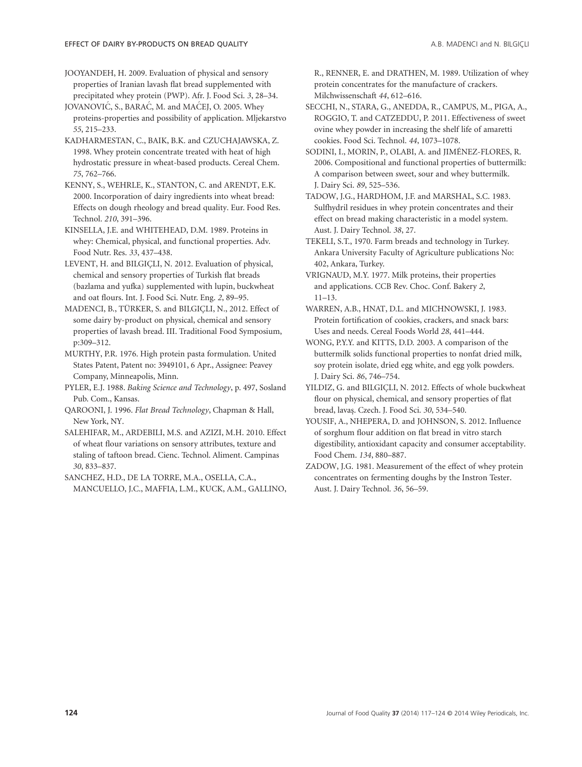JOOYANDEH, H. 2009. Evaluation of physical and sensory properties of Iranian lavash flat bread supplemented with precipitated whey protein (PWP). Afr. J. Food Sci. *3*, 28–34.

JOVANOVIĆ, S., BARAĆ, M. and MAĆEJ, O. 2005. Whey proteins-properties and possibility of application. Mljekarstvo *55*, 215–233.

KADHARMESTAN, C., BAIK, B.K. and CZUCHAJAWSKA, Z. 1998. Whey protein concentrate treated with heat of high hydrostatic pressure in wheat-based products. Cereal Chem. *75*, 762–766.

KENNY, S., WEHRLE, K., STANTON, C. and ARENDT, E.K. 2000. Incorporation of dairy ingredients into wheat bread: Effects on dough rheology and bread quality. Eur. Food Res. Technol. *210*, 391–396.

KINSELLA, J.E. and WHITEHEAD, D.M. 1989. Proteins in whey: Chemical, physical, and functional properties. Adv. Food Nutr. Res. *33*, 437–438.

LEVENT, H. and BILGIÇLI, N. 2012. Evaluation of physical, chemical and sensory properties of Turkish flat breads (bazlama and yufka) supplemented with lupin, buckwheat and oat flours. Int. J. Food Sci. Nutr. Eng. *2*, 89–95.

MADENCI, B., TÜRKER, S. and BILGIÇLI, N., 2012. Effect of some dairy by-product on physical, chemical and sensory properties of lavash bread. III. Traditional Food Symposium, p:309–312.

MURTHY, P.R. 1976. High protein pasta formulation. United States Patent, Patent no: 3949101, 6 Apr., Assignee: Peavey Company, Minneapolis, Minn.

PYLER, E.J. 1988. *Baking Science and Technology*, p. 497, Sosland Pub. Com., Kansas.

QAROONI, J. 1996. *Flat Bread Technology*, Chapman & Hall, New York, NY.

SALEHIFAR, M., ARDEBILI, M.S. and AZIZI, M.H. 2010. Effect of wheat flour variations on sensory attributes, texture and staling of taftoon bread. Cienc. Technol. Aliment. Campinas *30*, 833–837.

SANCHEZ, H.D., DE LA TORRE, M.A., OSELLA, C.A., MANCUELLO, J.C., MAFFIA, L.M., KUCK, A.M., GALLINO, R., RENNER, E. and DRATHEN, M. 1989. Utilization of whey protein concentrates for the manufacture of crackers. Milchwissenschaft *44*, 612–616.

SECCHI, N., STARA, G., ANEDDA, R., CAMPUS, M., PIGA, A., ROGGIO, T. and CATZEDDU, P. 2011. Effectiveness of sweet ovine whey powder in increasing the shelf life of amaretti cookies. Food Sci. Technol. *44*, 1073–1078.

SODINI, I., MORIN, P., OLABI, A. and JIMÉNEZ-FLORES, R. 2006. Compositional and functional properties of buttermilk: A comparison between sweet, sour and whey buttermilk. J. Dairy Sci. *89*, 525–536.

TADOW, J.G., HARDHOM, J.F. and MARSHAL, S.C. 1983. Sulfhydril residues in whey protein concentrates and their effect on bread making characteristic in a model system. Aust. J. Dairy Technol. *38*, 27.

TEKELI, S.T., 1970. Farm breads and technology in Turkey. Ankara University Faculty of Agriculture publications No: 402, Ankara, Turkey.

VRIGNAUD, M.Y. 1977. Milk proteins, their properties and applications. CCB Rev. Choc. Conf. Bakery *2*, 11–13.

WARREN, A.B., HNAT, D.L. and MICHNOWSKI, J. 1983. Protein fortification of cookies, crackers, and snack bars: Uses and needs. Cereal Foods World *28*, 441–444.

WONG, P.Y.Y. and KITTS, D.D. 2003. A comparison of the buttermilk solids functional properties to nonfat dried milk, soy protein isolate, dried egg white, and egg yolk powders. J. Dairy Sci. *86*, 746–754.

YILDIZ, G. and BILGIÇLI, N. 2012. Effects of whole buckwheat flour on physical, chemical, and sensory properties of flat bread, lavaş. Czech. J. Food Sci. *30*, 534–540.

YOUSIF, A., NHEPERA, D. and JOHNSON, S. 2012. Influence of sorghum flour addition on flat bread in vitro starch digestibility, antioxidant capacity and consumer acceptability. Food Chem. *134*, 880–887.

ZADOW, J.G. 1981. Measurement of the effect of whey protein concentrates on fermenting doughs by the Instron Tester. Aust. J. Dairy Technol. *36*, 56–59.